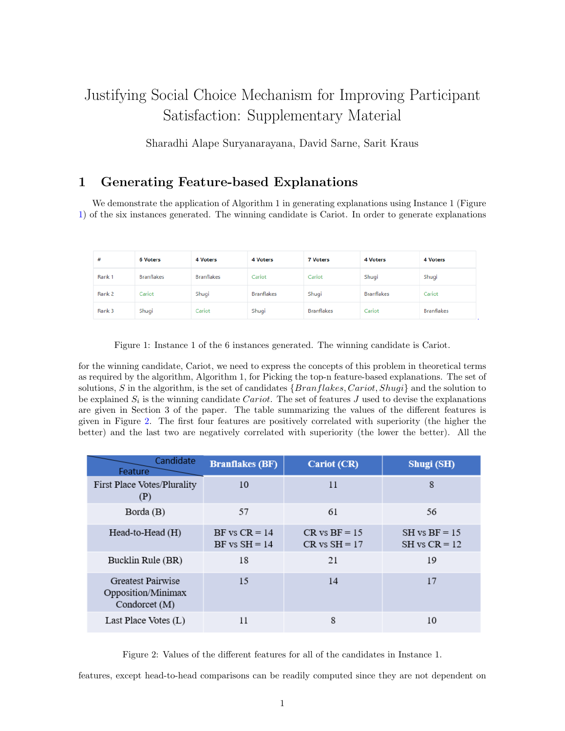# Justifying Social Choice Mechanism for Improving Participant Satisfaction: Supplementary Material

Sharadhi Alape Suryanarayana, David Sarne, Sarit Kraus

## 1 Generating Feature-based Explanations

We demonstrate the application of Algorithm 1 in generating explanations using Instance 1 (Figure 1) of the six instances generated. The winning candidate is Cariot. In order to generate explanations

| # | 6 Voters | 4 Voters | 4 Voters | 7 Voters | 4 Voters | 4 Voters |
|---|---|---|---|---|---|---|
| Rank 1 | Branflakes | Branflakes | Cariot | Cariot | Shugi | Shugi |
| Rank 2 | Cariot | Shugi | Branflakes | Shugi | Branflakes | Cariot |
| Rank 3 | Shugi | Cariot | Shugi | Branflakes | Cariot | Branflakes |

Figure 1: Instance 1 of the 6 instances generated. The winning candidate is Cariot.

for the winning candidate, Cariot, we need to express the concepts of this problem in theoretical terms as required by the algorithm, Algorithm 1, for Picking the top-n feature-based explanations. The set of solutions, $S$ in the algorithm, is the set of candidates $\{Branflakes, Cariot, Shugi\}$ and the solution to be explained $S_i$ is the winning candidate $Cariot$. The set of features $J$ used to devise the explanations are given in Section 3 of the paper. The table summarizing the values of the different features is given in Figure 2. The first four features are positively correlated with superiority (the higher the better) and the last two are negatively correlated with superiority (the lower the better). All the

| Feature \ Candidate | Branflakes (BF) | Cariot (CR) | Shugi (SH) |
|---|---|---|---|
| First Place Votes/Plurality (P) | 10 | 11 | 8 |
| Borda (B) | 57 | 61 | 56 |
| Head-to-Head (H) | BF vs CR = 14<br>BF vs SH = 14 | CR vs BF = 15<br>CR vs SH = 17 | SH vs BF = 15<br>SH vs CR = 12 |
| Bucklin Rule (BR) | 18 | 21 | 19 |
| Greatest Pairwise Opposition/Minimax Condorcet (M) | 15 | 14 | 17 |
| Last Place Votes (L) | 11 | 8 | 10 |

Figure 2: Values of the different features for all of the candidates in Instance 1.

features, except head-to-head comparisons can be readily computed since they are not dependent on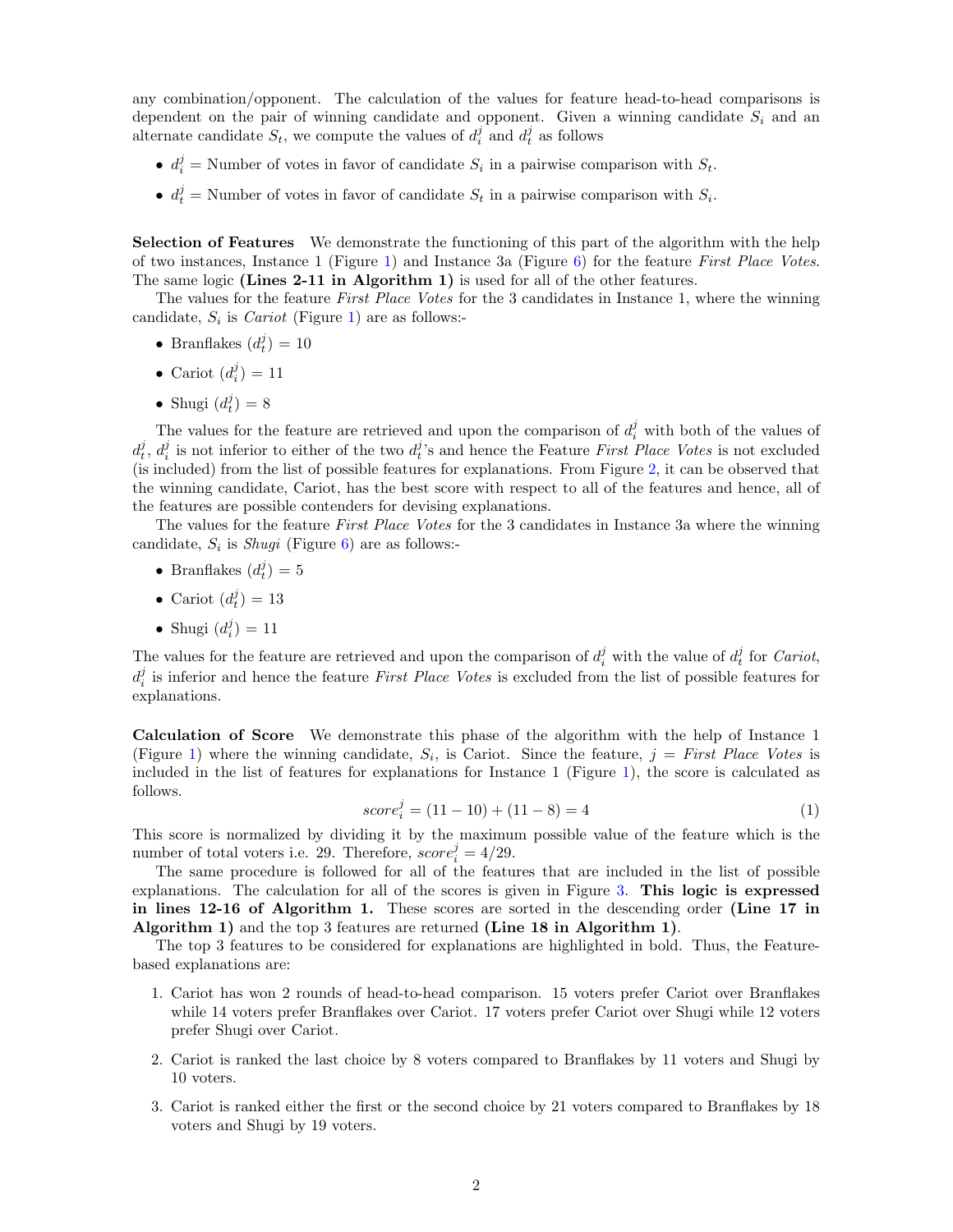any combination/opponent. The calculation of the values for feature head-to-head comparisons is dependent on the pair of winning candidate and opponent. Given a winning candidate $S_i$ and an alternate candidate $S_t$, we compute the values of $d_i^j$ and $d_t^j$ as follows

- $d_i^j$ = Number of votes in favor of candidate $S_i$ in a pairwise comparison with $S_t$.
- $d_t^j$ = Number of votes in favor of candidate $S_t$ in a pairwise comparison with $S_i$.

**Selection of Features** We demonstrate the functioning of this part of the algorithm with the help of two instances, Instance 1 (Figure 1) and Instance 3a (Figure 6) for the feature *First Place Votes*. The same logic **(Lines 2-11 in Algorithm 1)** is used for all of the other features.

The values for the feature *First Place Votes* for the 3 candidates in Instance 1, where the winning candidate, $S_i$ is *Cariot* (Figure 1) are as follows:-

- Branflakes ($d_t^j$) = 10
- Cariot ($d_i^j$) = 11
- Shugi ($d_t^j$) = 8

The values for the feature are retrieved and upon the comparison of $d_i^j$ with both of the values of $d_t^j$, $d_i^j$ is not inferior to either of the two $d_t^j$'s and hence the Feature *First Place Votes* is not excluded (is included) from the list of possible features for explanations. From Figure 2, it can be observed that the winning candidate, Cariot, has the best score with respect to all of the features and hence, all of the features are possible contenders for devising explanations.

The values for the feature *First Place Votes* for the 3 candidates in Instance 3a where the winning candidate, $S_i$ is *Shugi* (Figure 6) are as follows:-

- Branflakes ($d_t^j$) = 5
- Cariot ($d_t^j$) = 13
- Shugi ($d_i^j$) = 11

The values for the feature are retrieved and upon the comparison of $d_i^j$ with the value of $d_t^j$ for *Cariot*, $d_i^j$ is inferior and hence the feature *First Place Votes* is excluded from the list of possible features for explanations.

**Calculation of Score** We demonstrate this phase of the algorithm with the help of Instance 1 (Figure 1) where the winning candidate, $S_i$, is Cariot. Since the feature, $j$ = *First Place Votes* is included in the list of features for explanations for Instance 1 (Figure 1), the score is calculated as follows.

$$score_i^j = (11 - 10) + (11 - 8) = 4 \tag{1}$$

This score is normalized by dividing it by the maximum possible value of the feature which is the number of total voters i.e. 29. Therefore, $score_i^j = 4/29$.

The same procedure is followed for all of the features that are included in the list of possible explanations. The calculation for all of the scores is given in Figure 3. **This logic is expressed in lines 12-16 of Algorithm 1.** These scores are sorted in the descending order **(Line 17 in Algorithm 1)** and the top 3 features are returned **(Line 18 in Algorithm 1)**.

The top 3 features to be considered for explanations are highlighted in bold. Thus, the Feature-based explanations are:

1. Cariot has won 2 rounds of head-to-head comparison. 15 voters prefer Cariot over Branflakes while 14 voters prefer Branflakes over Cariot. 17 voters prefer Cariot over Shugi while 12 voters prefer Shugi over Cariot.
2. Cariot is ranked the last choice by 8 voters compared to Branflakes by 11 voters and Shugi by 10 voters.
3. Cariot is ranked either the first or the second choice by 21 voters compared to Branflakes by 18 voters and Shugi by 19 voters.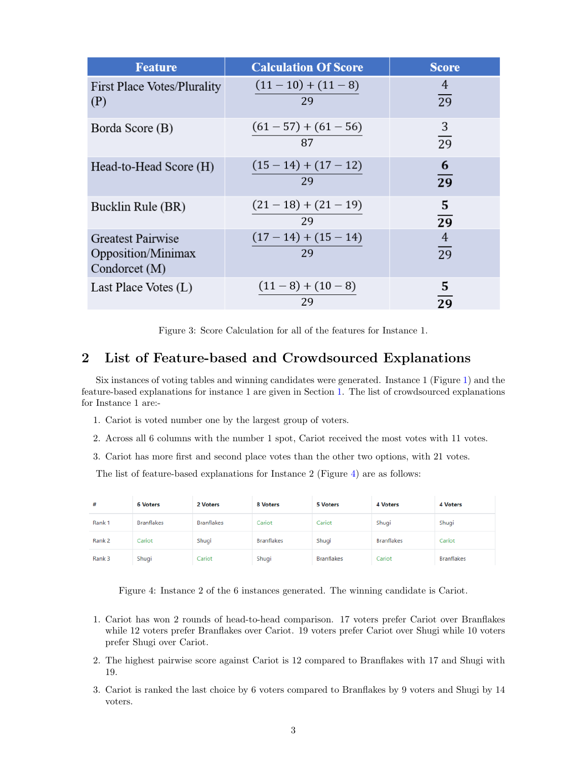| Feature | Calculation Of Score | Score |
|---|---|---|
| First Place Votes/Plurality (P) | $\frac{(11-10)+(11-8)}{29}$ | $\frac{4}{29}$ |
| Borda Score (B) | $\frac{(61-57)+(61-56)}{87}$ | $\frac{3}{29}$ |
| Head-to-Head Score (H) | $\frac{(15-14)+(17-12)}{29}$ | $\frac{6}{29}$ |
| Bucklin Rule (BR) | $\frac{(21-18)+(21-19)}{29}$ | $\frac{5}{29}$ |
| Greatest Pairwise Opposition/Minimax Condorcet (M) | $\frac{(17-14)+(15-14)}{29}$ | $\frac{4}{29}$ |
| Last Place Votes (L) | $\frac{(11-8)+(10-8)}{29}$ | $\frac{5}{29}$ |

Figure 3: Score Calculation for all of the features for Instance 1.

## 2 List of Feature-based and Crowdsourced Explanations

Six instances of voting tables and winning candidates were generated. Instance 1 (Figure 1) and the feature-based explanations for instance 1 are given in Section 1. The list of crowdsourced explanations for Instance 1 are:-

1. Cariot is voted number one by the largest group of voters.
2. Across all 6 columns with the number 1 spot, Cariot received the most votes with 11 votes.
3. Cariot has more first and second place votes than the other two options, with 21 votes.

The list of feature-based explanations for Instance 2 (Figure 4) are as follows:

| # | 6 Voters | 2 Voters | 8 Voters | 5 Voters | 4 Voters | 4 Voters |
|---|---|---|---|---|---|---|
| Rank 1 | Branflakes | Branflakes | Cariot | Cariot | Shugi | Shugi |
| Rank 2 | Cariot | Shugi | Branflakes | Shugi | Branflakes | Cariot |
| Rank 3 | Shugi | Cariot | Shugi | Branflakes | Cariot | Branflakes |

Figure 4: Instance 2 of the 6 instances generated. The winning candidate is Cariot.

1. Cariot has won 2 rounds of head-to-head comparison. 17 voters prefer Cariot over Branflakes while 12 voters prefer Branflakes over Cariot. 19 voters prefer Cariot over Shugi while 10 voters prefer Shugi over Cariot.
2. The highest pairwise score against Cariot is 12 compared to Branflakes with 17 and Shugi with 19.
3. Cariot is ranked the last choice by 6 voters compared to Branflakes by 9 voters and Shugi by 14 voters.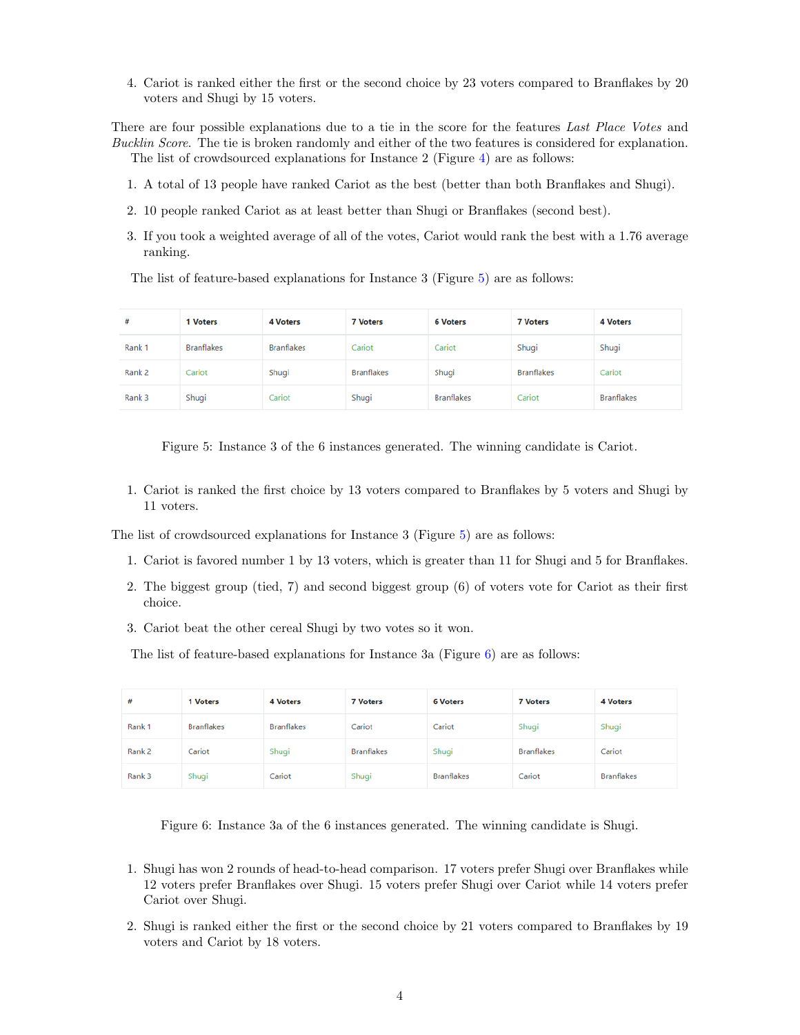4. Cariot is ranked either the first or the second choice by 23 voters compared to Branflakes by 20 voters and Shugi by 15 voters.

There are four possible explanations due to a tie in the score for the features *Last Place Votes* and *Bucklin Score*. The tie is broken randomly and either of the two features is considered for explanation.

The list of crowdsourced explanations for Instance 2 (Figure 4) are as follows:

1. A total of 13 people have ranked Cariot as the best (better than both Branflakes and Shugi).
2. 10 people ranked Cariot as at least better than Shugi or Branflakes (second best).
3. If you took a weighted average of all of the votes, Cariot would rank the best with a 1.76 average ranking.

The list of feature-based explanations for Instance 3 (Figure 5) are as follows:

| # | 1 Voters | 4 Voters | 7 Voters | 6 Voters | 7 Voters | 4 Voters |
|---|---|---|---|---|---|---|
| Rank 1 | Branflakes | Branflakes | Cariot | Cariot | Shugi | Shugi |
| Rank 2 | Cariot | Shugi | Branflakes | Shugi | Branflakes | Cariot |
| Rank 3 | Shugi | Cariot | Shugi | Branflakes | Cariot | Branflakes |

Figure 5: Instance 3 of the 6 instances generated. The winning candidate is Cariot.

1. Cariot is ranked the first choice by 13 voters compared to Branflakes by 5 voters and Shugi by 11 voters.

The list of crowdsourced explanations for Instance 3 (Figure 5) are as follows:

1. Cariot is favored number 1 by 13 voters, which is greater than 11 for Shugi and 5 for Branflakes.
2. The biggest group (tied, 7) and second biggest group (6) of voters vote for Cariot as their first choice.
3. Cariot beat the other cereal Shugi by two votes so it won.

The list of feature-based explanations for Instance 3a (Figure 6) are as follows:

| # | 1 Voters | 4 Voters | 7 Voters | 6 Voters | 7 Voters | 4 Voters |
|---|---|---|---|---|---|---|
| Rank 1 | Branflakes | Branflakes | Cariot | Cariot | Shugi | Shugi |
| Rank 2 | Cariot | Shugi | Branflakes | Shugi | Branflakes | Cariot |
| Rank 3 | Shugi | Cariot | Shugi | Branflakes | Cariot | Branflakes |

Figure 6: Instance 3a of the 6 instances generated. The winning candidate is Shugi.

1. Shugi has won 2 rounds of head-to-head comparison. 17 voters prefer Shugi over Branflakes while 12 voters prefer Branflakes over Shugi. 15 voters prefer Shugi over Cariot while 14 voters prefer Cariot over Shugi.
2. Shugi is ranked either the first or the second choice by 21 voters compared to Branflakes by 19 voters and Cariot by 18 voters.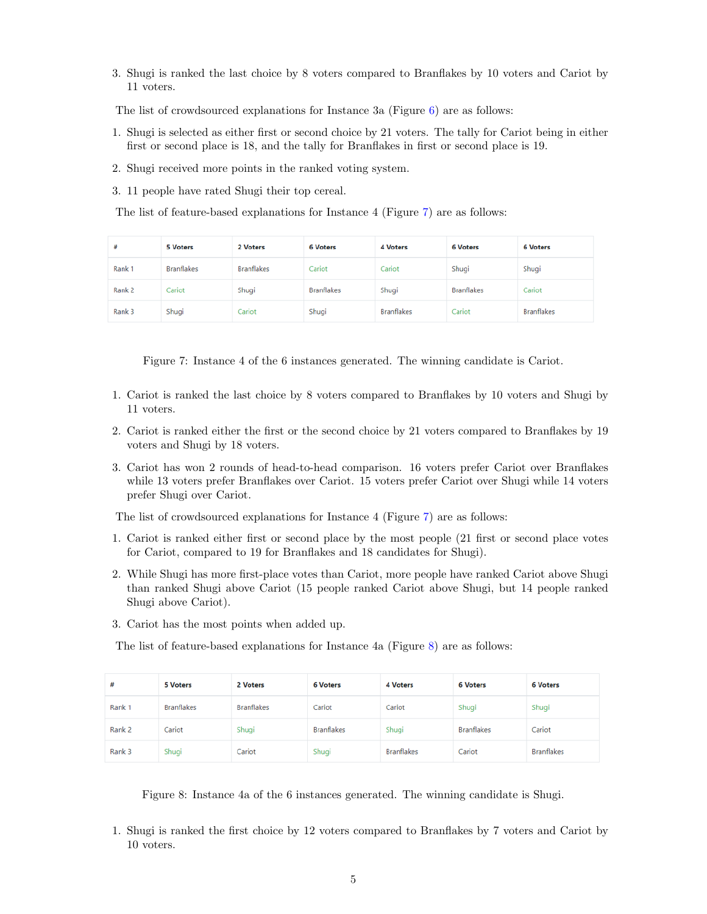3. Shugi is ranked the last choice by 8 voters compared to Branflakes by 10 voters and Cariot by 11 voters.

The list of crowdsourced explanations for Instance 3a (Figure 6) are as follows:

1. Shugi is selected as either first or second choice by 21 voters. The tally for Cariot being in either first or second place is 18, and the tally for Branflakes in first or second place is 19.
2. Shugi received more points in the ranked voting system.
3. 11 people have rated Shugi their top cereal.

The list of feature-based explanations for Instance 4 (Figure 7) are as follows:

| # | 5 Voters | 2 Voters | 6 Voters | 4 Voters | 6 Voters | 6 Voters |
|---|---|---|---|---|---|---|
| Rank 1 | Branflakes | Branflakes | Cariot | Cariot | Shugi | Shugi |
| Rank 2 | Cariot | Shugi | Branflakes | Shugi | Branflakes | Cariot |
| Rank 3 | Shugi | Cariot | Shugi | Branflakes | Cariot | Branflakes |

Figure 7: Instance 4 of the 6 instances generated. The winning candidate is Cariot.

1. Cariot is ranked the last choice by 8 voters compared to Branflakes by 10 voters and Shugi by 11 voters.
2. Cariot is ranked either the first or the second choice by 21 voters compared to Branflakes by 19 voters and Shugi by 18 voters.
3. Cariot has won 2 rounds of head-to-head comparison. 16 voters prefer Cariot over Branflakes while 13 voters prefer Branflakes over Cariot. 15 voters prefer Cariot over Shugi while 14 voters prefer Shugi over Cariot.

The list of crowdsourced explanations for Instance 4 (Figure 7) are as follows:

1. Cariot is ranked either first or second place by the most people (21 first or second place votes for Cariot, compared to 19 for Branflakes and 18 candidates for Shugi).
2. While Shugi has more first-place votes than Cariot, more people have ranked Cariot above Shugi than ranked Shugi above Cariot (15 people ranked Cariot above Shugi, but 14 people ranked Shugi above Cariot).
3. Cariot has the most points when added up.

The list of feature-based explanations for Instance 4a (Figure 8) are as follows:

| # | 5 Voters | 2 Voters | 6 Voters | 4 Voters | 6 Voters | 6 Voters |
|---|---|---|---|---|---|---|
| Rank 1 | Branflakes | Branflakes | Cariot | Cariot | Shugi | Shugi |
| Rank 2 | Cariot | Shugi | Branflakes | Shugi | Branflakes | Cariot |
| Rank 3 | Shugi | Cariot | Shugi | Branflakes | Cariot | Branflakes |

Figure 8: Instance 4a of the 6 instances generated. The winning candidate is Shugi.

1. Shugi is ranked the first choice by 12 voters compared to Branflakes by 7 voters and Cariot by 10 voters.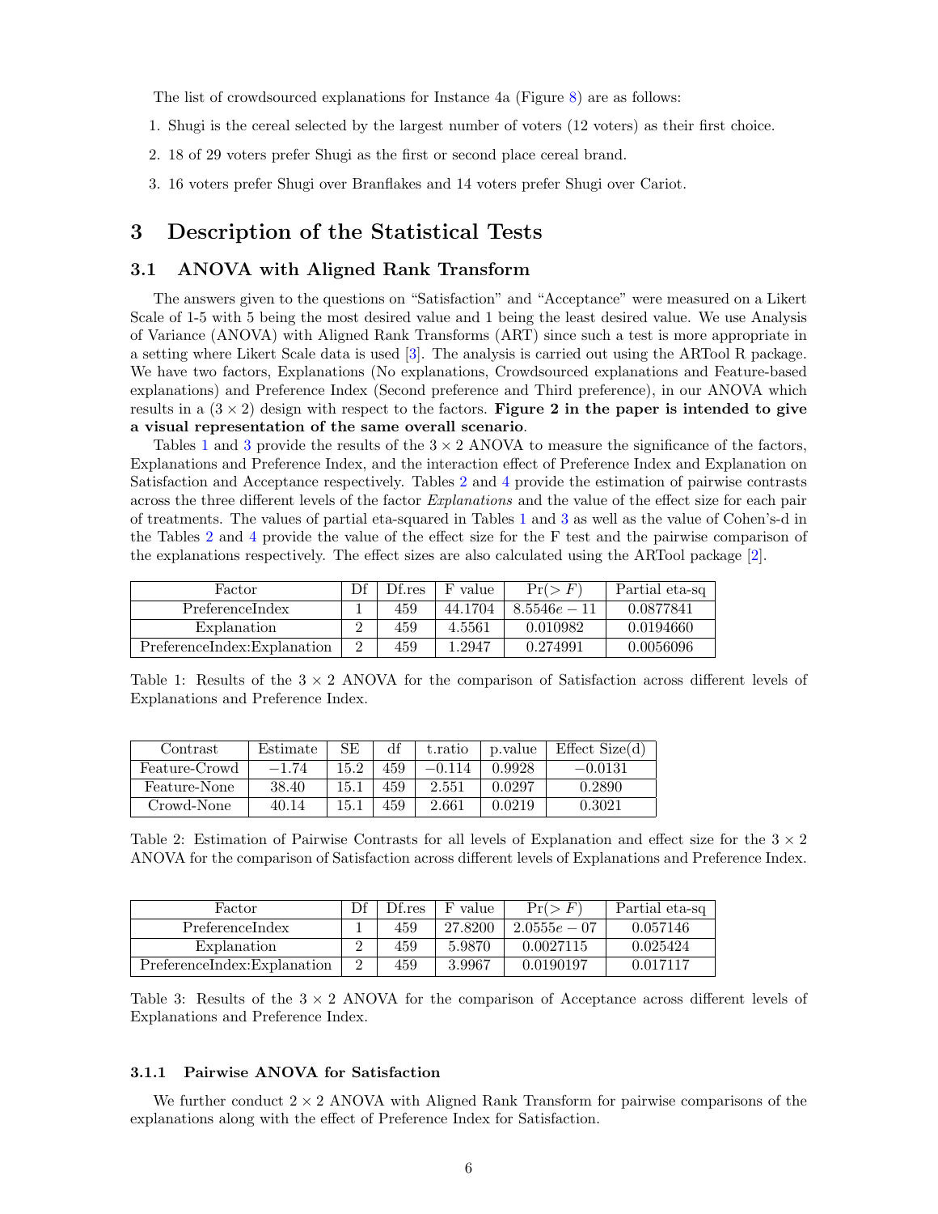The list of crowdsourced explanations for Instance 4a (Figure 8) are as follows:

1. Shugi is the cereal selected by the largest number of voters (12 voters) as their first choice.
2. 18 of 29 voters prefer Shugi as the first or second place cereal brand.
3. 16 voters prefer Shugi over Branflakes and 14 voters prefer Shugi over Cariot.

# 3 Description of the Statistical Tests

## 3.1 ANOVA with Aligned Rank Transform

The answers given to the questions on "Satisfaction" and "Acceptance" were measured on a Likert Scale of 1-5 with 5 being the most desired value and 1 being the least desired value. We use Analysis of Variance (ANOVA) with Aligned Rank Transforms (ART) since such a test is more appropriate in a setting where Likert Scale data is used [3]. The analysis is carried out using the ARTool R package. We have two factors, Explanations (No explanations, Crowdsourced explanations and Feature-based explanations) and Preference Index (Second preference and Third preference), in our ANOVA which results in a $(3 \times 2)$ design with respect to the factors. **Figure 2 in the paper is intended to give a visual representation of the same overall scenario**.

Tables 1 and 3 provide the results of the $3 \times 2$ ANOVA to measure the significance of the factors, Explanations and Preference Index, and the interaction effect of Preference Index and Explanation on Satisfaction and Acceptance respectively. Tables 2 and 4 provide the estimation of pairwise contrasts across the three different levels of the factor *Explanations* and the value of the effect size for each pair of treatments. The values of partial eta-squared in Tables 1 and 3 as well as the value of Cohen's-d in the Tables 2 and 4 provide the value of the effect size for the F test and the pairwise comparison of the explanations respectively. The effect sizes are also calculated using the ARTool package [2].

| Factor | Df | Df.res | F value | $\Pr(>F)$ | Partial eta-sq |
|---|---|---|---|---|---|
| PreferenceIndex | 1 | 459 | 44.1704 | $8.5546e-11$ | 0.0877841 |
| Explanation | 2 | 459 | 4.5561 | 0.010982 | 0.0194660 |
| PreferenceIndex:Explanation | 2 | 459 | 1.2947 | 0.274991 | 0.0056096 |

Table 1: Results of the $3 \times 2$ ANOVA for the comparison of Satisfaction across different levels of Explanations and Preference Index.

| Contrast | Estimate | SE | df | t.ratio | p.value | Effect Size(d) |
|---|---|---|---|---|---|---|
| Feature-Crowd | $-1.74$ | 15.2 | 459 | $-0.114$ | 0.9928 | $-0.0131$ |
| Feature-None | 38.40 | 15.1 | 459 | 2.551 | 0.0297 | 0.2890 |
| Crowd-None | 40.14 | 15.1 | 459 | 2.661 | 0.0219 | 0.3021 |

Table 2: Estimation of Pairwise Contrasts for all levels of Explanation and effect size for the $3 \times 2$ ANOVA for the comparison of Satisfaction across different levels of Explanations and Preference Index.

| Factor | Df | Df.res | F value | $\Pr(>F)$ | Partial eta-sq |
|---|---|---|---|---|---|
| PreferenceIndex | 1 | 459 | 27.8200 | $2.0555e-07$ | 0.057146 |
| Explanation | 2 | 459 | 5.9870 | 0.0027115 | 0.025424 |
| PreferenceIndex:Explanation | 2 | 459 | 3.9967 | 0.0190197 | 0.017117 |

Table 3: Results of the $3 \times 2$ ANOVA for the comparison of Acceptance across different levels of Explanations and Preference Index.

### 3.1.1 Pairwise ANOVA for Satisfaction

We further conduct $2 \times 2$ ANOVA with Aligned Rank Transform for pairwise comparisons of the explanations along with the effect of Preference Index for Satisfaction.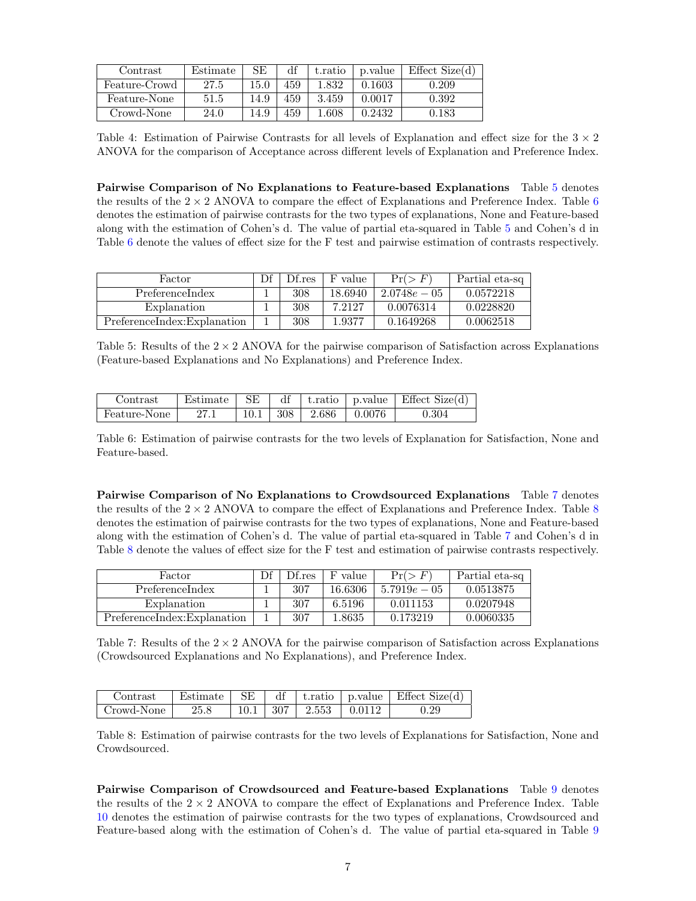| Contrast | Estimate | SE | df | t.ratio | p.value | Effect Size(d) |
|---|---|---|---|---|---|---|
| Feature-Crowd | 27.5 | 15.0 | 459 | 1.832 | 0.1603 | 0.209 |
| Feature-None | 51.5 | 14.9 | 459 | 3.459 | 0.0017 | 0.392 |
| Crowd-None | 24.0 | 14.9 | 459 | 1.608 | 0.2432 | 0.183 |

Table 4: Estimation of Pairwise Contrasts for all levels of Explanation and effect size for the $3 \times 2$ ANOVA for the comparison of Acceptance across different levels of Explanation and Preference Index.

**Pairwise Comparison of No Explanations to Feature-based Explanations** Table 5 denotes the results of the $2 \times 2$ ANOVA to compare the effect of Explanations and Preference Index. Table 6 denotes the estimation of pairwise contrasts for the two types of explanations, None and Feature-based along with the estimation of Cohen's d. The value of partial eta-squared in Table 5 and Cohen's d in Table 6 denote the values of effect size for the F test and pairwise estimation of contrasts respectively.

| Factor | Df | Df.res | F value | $\Pr(>F)$ | Partial eta-sq |
|---|---|---|---|---|---|
| PreferenceIndex | 1 | 308 | 18.6940 | $2.0748e-05$ | 0.0572218 |
| Explanation | 1 | 308 | 7.2127 | 0.0076314 | 0.0228820 |
| PreferenceIndex:Explanation | 1 | 308 | 1.9377 | 0.1649268 | 0.0062518 |

Table 5: Results of the $2 \times 2$ ANOVA for the pairwise comparison of Satisfaction across Explanations (Feature-based Explanations and No Explanations) and Preference Index.

| Contrast | Estimate | SE | df | t.ratio | p.value | Effect Size(d) |
|---|---|---|---|---|---|---|
| Feature-None | 27.1 | 10.1 | 308 | 2.686 | 0.0076 | 0.304 |

Table 6: Estimation of pairwise contrasts for the two levels of Explanation for Satisfaction, None and Feature-based.

**Pairwise Comparison of No Explanations to Crowdsourced Explanations** Table 7 denotes the results of the $2 \times 2$ ANOVA to compare the effect of Explanations and Preference Index. Table 8 denotes the estimation of pairwise contrasts for the two types of explanations, None and Feature-based along with the estimation of Cohen's d. The value of partial eta-squared in Table 7 and Cohen's d in Table 8 denote the values of effect size for the F test and estimation of pairwise contrasts respectively.

| Factor | Df | Df.res | F value | $\Pr(>F)$ | Partial eta-sq |
|---|---|---|---|---|---|
| PreferenceIndex | 1 | 307 | 16.6306 | $5.7919e-05$ | 0.0513875 |
| Explanation | 1 | 307 | 6.5196 | 0.011153 | 0.0207948 |
| PreferenceIndex:Explanation | 1 | 307 | 1.8635 | 0.173219 | 0.0060335 |

Table 7: Results of the $2 \times 2$ ANOVA for the pairwise comparison of Satisfaction across Explanations (Crowdsourced Explanations and No Explanations), and Preference Index.

| Contrast | Estimate | SE | df | t.ratio | p.value | Effect Size(d) |
|---|---|---|---|---|---|---|
| Crowd-None | 25.8 | 10.1 | 307 | 2.553 | 0.0112 | 0.29 |

Table 8: Estimation of pairwise contrasts for the two levels of Explanations for Satisfaction, None and Crowdsourced.

**Pairwise Comparison of Crowdsourced and Feature-based Explanations** Table 9 denotes the results of the $2 \times 2$ ANOVA to compare the effect of Explanations and Preference Index. Table 10 denotes the estimation of pairwise contrasts for the two types of explanations, Crowdsourced and Feature-based along with the estimation of Cohen's d. The value of partial eta-squared in Table 9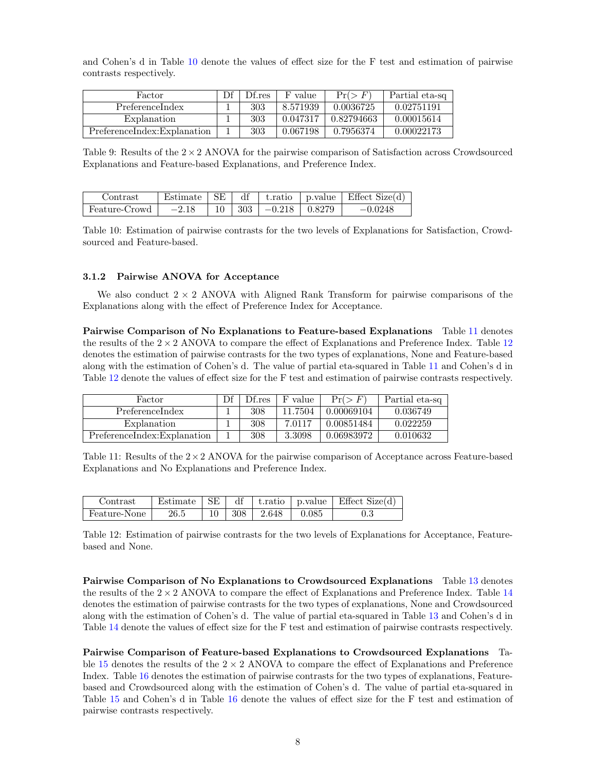and Cohen's d in Table 10 denote the values of effect size for the F test and estimation of pairwise contrasts respectively.

| Factor | Df | Df.res | F value | $\Pr(>F)$ | Partial eta-sq |
|---|---|---|---|---|---|
| PreferenceIndex | 1 | 303 | 8.571939 | 0.0036725 | 0.02751191 |
| Explanation | 1 | 303 | 0.047317 | 0.82794663 | 0.00015614 |
| PreferenceIndex:Explanation | 1 | 303 | 0.067198 | 0.7956374 | 0.00022173 |

Table 9: Results of the $2 \times 2$ ANOVA for the pairwise comparison of Satisfaction across Crowdsourced Explanations and Feature-based Explanations, and Preference Index.

| Contrast | Estimate | SE | df | t.ratio | p.value | Effect Size(d) |
|---|---|---|---|---|---|---|
| Feature-Crowd | $-2.18$ | 10 | 303 | $-0.218$ | 0.8279 | $-0.0248$ |

Table 10: Estimation of pairwise contrasts for the two levels of Explanations for Satisfaction, Crowdsourced and Feature-based.

### 3.1.2 Pairwise ANOVA for Acceptance

We also conduct $2 \times 2$ ANOVA with Aligned Rank Transform for pairwise comparisons of the Explanations along with the effect of Preference Index for Acceptance.

**Pairwise Comparison of No Explanations to Feature-based Explanations** Table 11 denotes the results of the $2 \times 2$ ANOVA to compare the effect of Explanations and Preference Index. Table 12 denotes the estimation of pairwise contrasts for the two types of explanations, None and Feature-based along with the estimation of Cohen's d. The value of partial eta-squared in Table 11 and Cohen's d in Table 12 denote the values of effect size for the F test and estimation of pairwise contrasts respectively.

| Factor | Df | Df.res | F value | $\Pr(>F)$ | Partial eta-sq |
|---|---|---|---|---|---|
| PreferenceIndex | 1 | 308 | 11.7504 | 0.00069104 | 0.036749 |
| Explanation | 1 | 308 | 7.0117 | 0.00851484 | 0.022259 |
| PreferenceIndex:Explanation | 1 | 308 | 3.3098 | 0.06983972 | 0.010632 |

Table 11: Results of the $2 \times 2$ ANOVA for the pairwise comparison of Acceptance across Feature-based Explanations and No Explanations and Preference Index.

| Contrast | Estimate | SE | df | t.ratio | p.value | Effect Size(d) |
|---|---|---|---|---|---|---|
| Feature-None | 26.5 | 10 | 308 | 2.648 | 0.085 | 0.3 |

Table 12: Estimation of pairwise contrasts for the two levels of Explanations for Acceptance, Feature-based and None.

**Pairwise Comparison of No Explanations to Crowdsourced Explanations** Table 13 denotes the results of the $2 \times 2$ ANOVA to compare the effect of Explanations and Preference Index. Table 14 denotes the estimation of pairwise contrasts for the two types of explanations, None and Crowdsourced along with the estimation of Cohen's d. The value of partial eta-squared in Table 13 and Cohen's d in Table 14 denote the values of effect size for the F test and estimation of pairwise contrasts respectively.

**Pairwise Comparison of Feature-based Explanations to Crowdsourced Explanations** Table 15 denotes the results of the $2 \times 2$ ANOVA to compare the effect of Explanations and Preference Index. Table 16 denotes the estimation of pairwise contrasts for the two types of explanations, Feature-based and Crowdsourced along with the estimation of Cohen's d. The value of partial eta-squared in Table 15 and Cohen's d in Table 16 denote the values of effect size for the F test and estimation of pairwise contrasts respectively.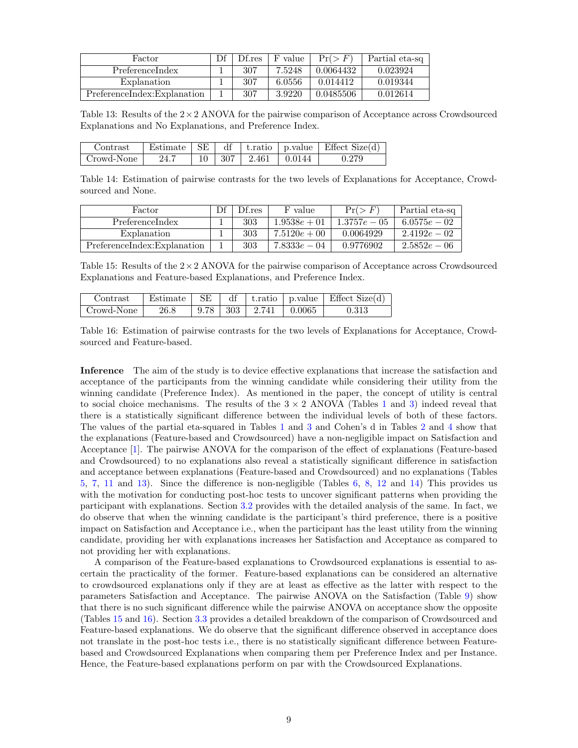| Factor | Df | Df.res | F value | $\Pr(>F)$ | Partial eta-sq |
|---|---|---|---|---|---|
| PreferenceIndex | 1 | 307 | 7.5248 | 0.0064432 | 0.023924 |
| Explanation | 1 | 307 | 6.0556 | 0.014412 | 0.019344 |
| PreferenceIndex:Explanation | 1 | 307 | 3.9220 | 0.0485506 | 0.012614 |

Table 13: Results of the $2 \times 2$ ANOVA for the pairwise comparison of Acceptance across Crowdsourced Explanations and No Explanations, and Preference Index.

| Contrast | Estimate | SE | df | t.ratio | p.value | Effect Size(d) |
|---|---|---|---|---|---|---|
| Crowd-None | 24.7 | 10 | 307 | 2.461 | 0.0144 | 0.279 |

Table 14: Estimation of pairwise contrasts for the two levels of Explanations for Acceptance, Crowdsourced and None.

| Factor | Df | Df.res | F value | $\Pr(>F)$ | Partial eta-sq |
|---|---|---|---|---|---|
| PreferenceIndex | 1 | 303 | $1.9538e+01$ | $1.3757e-05$ | $6.0575e-02$ |
| Explanation | 1 | 303 | $7.5120e+00$ | 0.0064929 | $2.4192e-02$ |
| PreferenceIndex:Explanation | 1 | 303 | $7.8333e-04$ | 0.9776902 | $2.5852e-06$ |

Table 15: Results of the $2 \times 2$ ANOVA for the pairwise comparison of Acceptance across Crowdsourced Explanations and Feature-based Explanations, and Preference Index.

| Contrast | Estimate | SE | df | t.ratio | p.value | Effect Size(d) |
|---|---|---|---|---|---|---|
| Crowd-None | 26.8 | 9.78 | 303 | 2.741 | 0.0065 | 0.313 |

Table 16: Estimation of pairwise contrasts for the two levels of Explanations for Acceptance, Crowdsourced and Feature-based.

**Inference** The aim of the study is to device effective explanations that increase the satisfaction and acceptance of the participants from the winning candidate while considering their utility from the winning candidate (Preference Index). As mentioned in the paper, the concept of utility is central to social choice mechanisms. The results of the $3 \times 2$ ANOVA (Tables 1 and 3) indeed reveal that there is a statistically significant difference between the individual levels of both of these factors. The values of the partial eta-squared in Tables 1 and 3 and Cohen's d in Tables 2 and 4 show that the explanations (Feature-based and Crowdsourced) have a non-negligible impact on Satisfaction and Acceptance [1]. The pairwise ANOVA for the comparison of the effect of explanations (Feature-based and Crowdsourced) to no explanations also reveal a statistically significant difference in satisfaction and acceptance between explanations (Feature-based and Crowdsourced) and no explanations (Tables 5, 7, 11 and 13). Since the difference is non-negligible (Tables 6, 8, 12 and 14) This provides us with the motivation for conducting post-hoc tests to uncover significant patterns when providing the participant with explanations. Section 3.2 provides with the detailed analysis of the same. In fact, we do observe that when the winning candidate is the participant's third preference, there is a positive impact on Satisfaction and Acceptance i.e., when the participant has the least utility from the winning candidate, providing her with explanations increases her Satisfaction and Acceptance as compared to not providing her with explanations.

A comparison of the Feature-based explanations to Crowdsourced explanations is essential to ascertain the practicality of the former. Feature-based explanations can be considered an alternative to crowdsourced explanations only if they are at least as effective as the latter with respect to the parameters Satisfaction and Acceptance. The pairwise ANOVA on the Satisfaction (Table 9) show that there is no such significant difference while the pairwise ANOVA on acceptance show the opposite (Tables 15 and 16). Section 3.3 provides a detailed breakdown of the comparison of Crowdsourced and Feature-based explanations. We do observe that the significant difference observed in acceptance does not translate in the post-hoc tests i.e., there is no statistically significant difference between Feature-based and Crowdsourced Explanations when comparing them per Preference Index and per Instance. Hence, the Feature-based explanations perform on par with the Crowdsourced Explanations.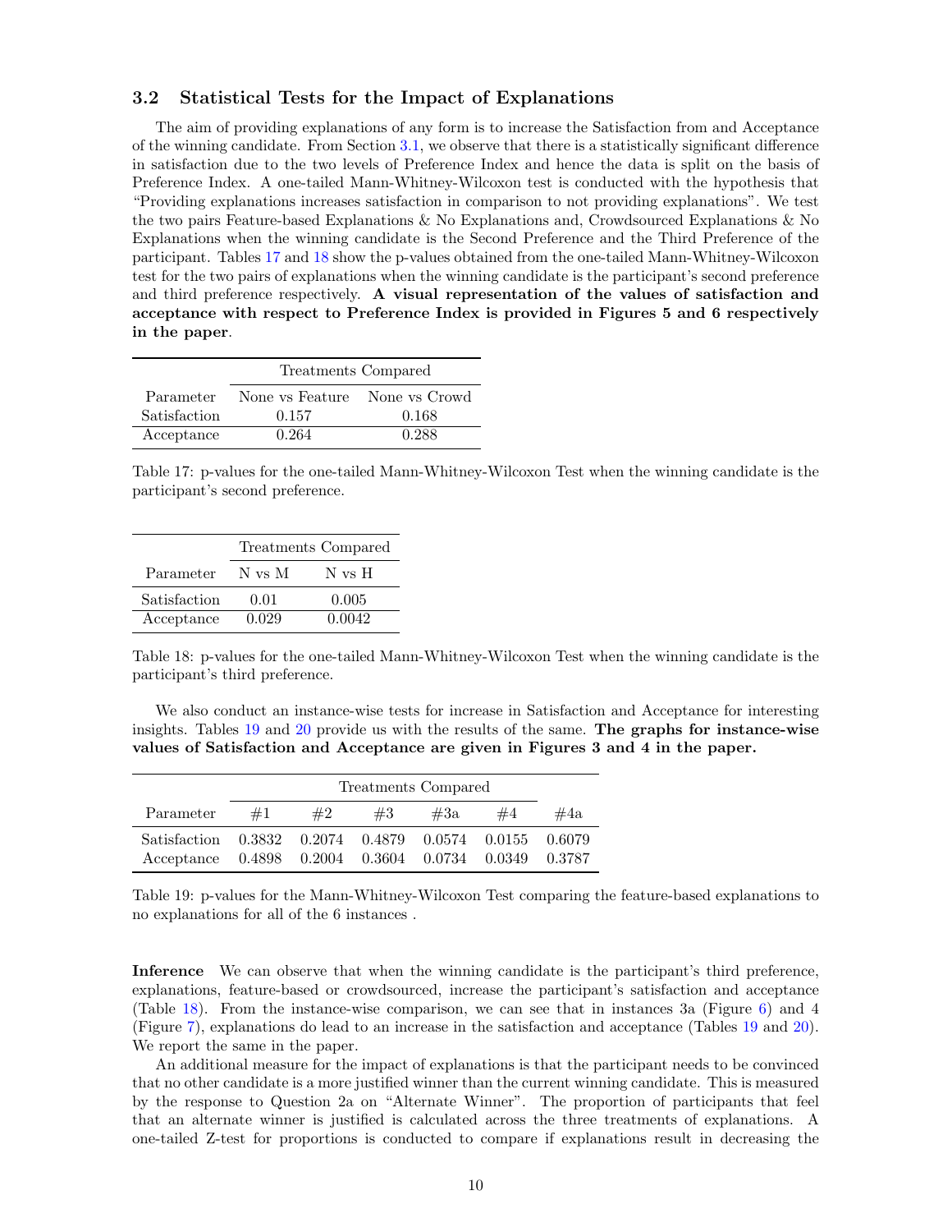### 3.2 Statistical Tests for the Impact of Explanations

The aim of providing explanations of any form is to increase the Satisfaction from and Acceptance of the winning candidate. From Section 3.1, we observe that there is a statistically significant difference in satisfaction due to the two levels of Preference Index and hence the data is split on the basis of Preference Index. A one-tailed Mann-Whitney-Wilcoxon test is conducted with the hypothesis that "Providing explanations increases satisfaction in comparison to not providing explanations". We test the two pairs Feature-based Explanations & No Explanations and, Crowdsourced Explanations & No Explanations when the winning candidate is the Second Preference and the Third Preference of the participant. Tables 17 and 18 show the p-values obtained from the one-tailed Mann-Whitney-Wilcoxon test for the two pairs of explanations when the winning candidate is the participant's second preference and third preference respectively. **A visual representation of the values of satisfaction and acceptance with respect to Preference Index is provided in Figures 5 and 6 respectively in the paper**.

| | Treatments Compared | |
|---|---|---|
| Parameter | None vs Feature | None vs Crowd |
| Satisfaction | 0.157 | 0.168 |
| Acceptance | 0.264 | 0.288 |

Table 17: p-values for the one-tailed Mann-Whitney-Wilcoxon Test when the winning candidate is the participant's second preference.

| | Treatments Compared | |
|---|---|---|
| Parameter | N vs M | N vs H |
| Satisfaction | 0.01 | 0.005 |
| Acceptance | 0.029 | 0.0042 |

Table 18: p-values for the one-tailed Mann-Whitney-Wilcoxon Test when the winning candidate is the participant's third preference.

We also conduct an instance-wise tests for increase in Satisfaction and Acceptance for interesting insights. Tables 19 and 20 provide us with the results of the same. **The graphs for instance-wise values of Satisfaction and Acceptance are given in Figures 3 and 4 in the paper.**

| | Treatments Compared | | | | | |
|---|---|---|---|---|---|---|
| Parameter | #1 | #2 | #3 | #3a | #4 | #4a |
| Satisfaction | 0.3832 | 0.2074 | 0.4879 | 0.0574 | 0.0155 | 0.6079 |
| Acceptance | 0.4898 | 0.2004 | 0.3604 | 0.0734 | 0.0349 | 0.3787 |

Table 19: p-values for the Mann-Whitney-Wilcoxon Test comparing the feature-based explanations to no explanations for all of the 6 instances .

**Inference** We can observe that when the winning candidate is the participant's third preference, explanations, feature-based or crowdsourced, increase the participant's satisfaction and acceptance (Table 18). From the instance-wise comparison, we can see that in instances 3a (Figure 6) and 4 (Figure 7), explanations do lead to an increase in the satisfaction and acceptance (Tables 19 and 20). We report the same in the paper.

An additional measure for the impact of explanations is that the participant needs to be convinced that no other candidate is a more justified winner than the current winning candidate. This is measured by the response to Question 2a on "Alternate Winner". The proportion of participants that feel that an alternate winner is justified is calculated across the three treatments of explanations. A one-tailed Z-test for proportions is conducted to compare if explanations result in decreasing the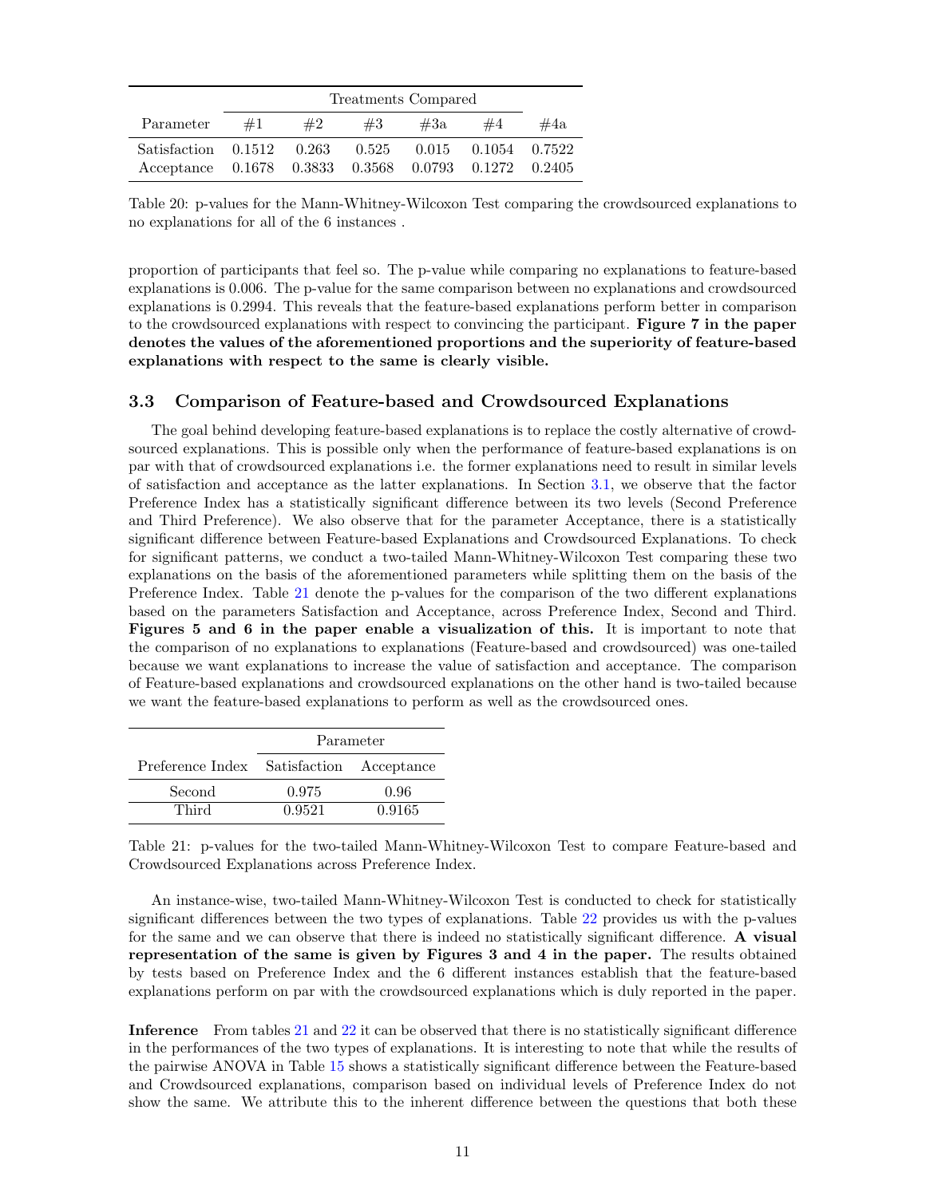| | Treatments Compared | | | | | |
|---|---|---|---|---|---|---|
| Parameter | #1 | #2 | #3 | #3a | #4 | #4a |
| Satisfaction | 0.1512 | 0.263 | 0.525 | 0.015 | 0.1054 | 0.7522 |
| Acceptance | 0.1678 | 0.3833 | 0.3568 | 0.0793 | 0.1272 | 0.2405 |

Table 20: p-values for the Mann-Whitney-Wilcoxon Test comparing the crowdsourced explanations to no explanations for all of the 6 instances .

proportion of participants that feel so. The p-value while comparing no explanations to feature-based explanations is 0.006. The p-value for the same comparison between no explanations and crowdsourced explanations is 0.2994. This reveals that the feature-based explanations perform better in comparison to the crowdsourced explanations with respect to convincing the participant. **Figure 7 in the paper denotes the values of the aforementioned proportions and the superiority of feature-based explanations with respect to the same is clearly visible.**

### 3.3 Comparison of Feature-based and Crowdsourced Explanations

The goal behind developing feature-based explanations is to replace the costly alternative of crowdsourced explanations. This is possible only when the performance of feature-based explanations is on par with that of crowdsourced explanations i.e. the former explanations need to result in similar levels of satisfaction and acceptance as the latter explanations. In Section 3.1, we observe that the factor Preference Index has a statistically significant difference between its two levels (Second Preference and Third Preference). We also observe that for the parameter Acceptance, there is a statistically significant difference between Feature-based Explanations and Crowdsourced Explanations. To check for significant patterns, we conduct a two-tailed Mann-Whitney-Wilcoxon Test comparing these two explanations on the basis of the aforementioned parameters while splitting them on the basis of the Preference Index. Table 21 denote the p-values for the comparison of the two different explanations based on the parameters Satisfaction and Acceptance, across Preference Index, Second and Third. **Figures 5 and 6 in the paper enable a visualization of this.** It is important to note that the comparison of no explanations to explanations (Feature-based and crowdsourced) was one-tailed because we want explanations to increase the value of satisfaction and acceptance. The comparison of Feature-based explanations and crowdsourced explanations on the other hand is two-tailed because we want the feature-based explanations to perform as well as the crowdsourced ones.

| | Parameter | |
|---|---|---|
| Preference Index | Satisfaction | Acceptance |
| Second | 0.975 | 0.96 |
| Third | 0.9521 | 0.9165 |

Table 21: p-values for the two-tailed Mann-Whitney-Wilcoxon Test to compare Feature-based and Crowdsourced Explanations across Preference Index.

An instance-wise, two-tailed Mann-Whitney-Wilcoxon Test is conducted to check for statistically significant differences between the two types of explanations. Table 22 provides us with the p-values for the same and we can observe that there is indeed no statistically significant difference. **A visual representation of the same is given by Figures 3 and 4 in the paper.** The results obtained by tests based on Preference Index and the 6 different instances establish that the feature-based explanations perform on par with the crowdsourced explanations which is duly reported in the paper.

**Inference** From tables 21 and 22 it can be observed that there is no statistically significant difference in the performances of the two types of explanations. It is interesting to note that while the results of the pairwise ANOVA in Table 15 shows a statistically significant difference between the Feature-based and Crowdsourced explanations, comparison based on individual levels of Preference Index do not show the same. We attribute this to the inherent difference between the questions that both these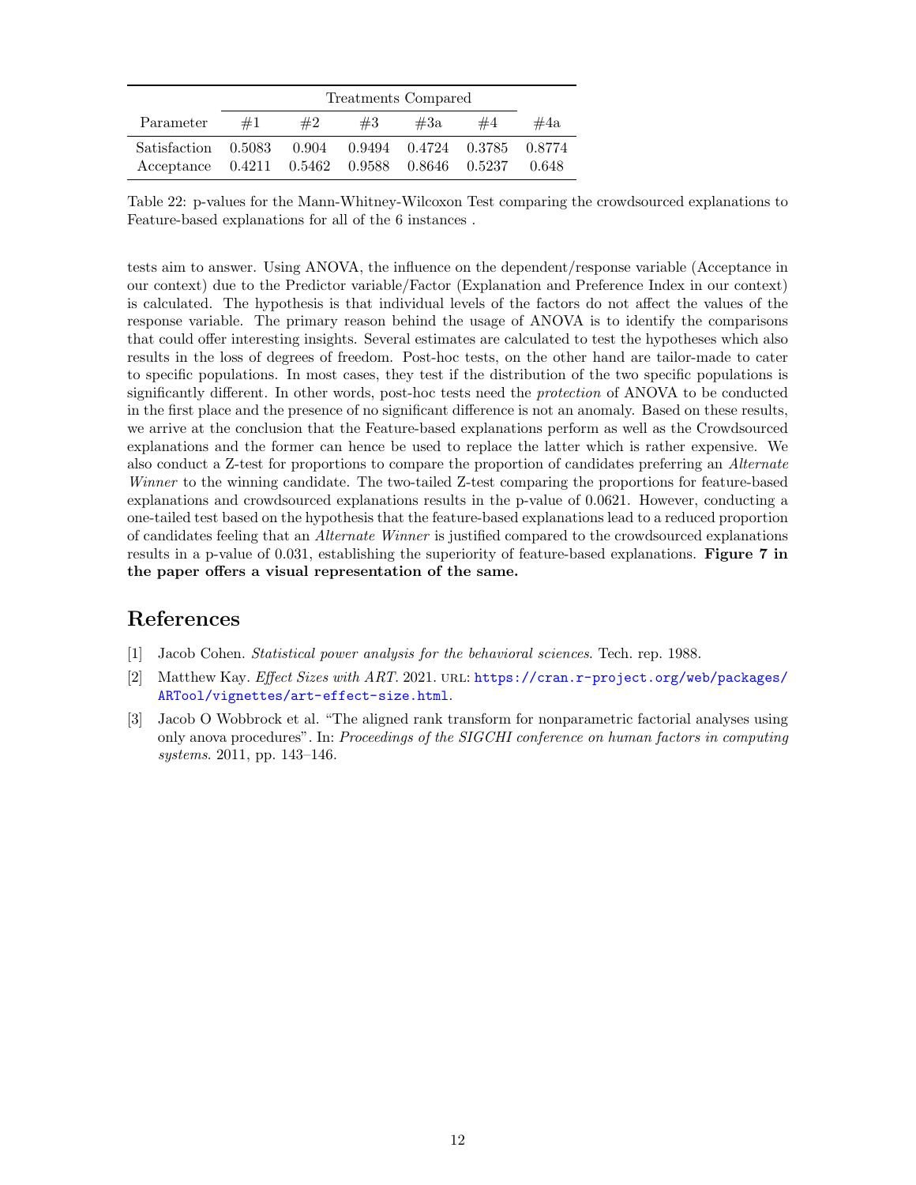| | Treatments Compared | | | | | |
|---|---|---|---|---|---|---|
| Parameter | #1 | #2 | #3 | #3a | #4 | #4a |
| Satisfaction | 0.5083 | 0.904 | 0.9494 | 0.4724 | 0.3785 | 0.8774 |
| Acceptance | 0.4211 | 0.5462 | 0.9588 | 0.8646 | 0.5237 | 0.648 |

Table 22: p-values for the Mann-Whitney-Wilcoxon Test comparing the crowdsourced explanations to Feature-based explanations for all of the 6 instances .

tests aim to answer. Using ANOVA, the influence on the dependent/response variable (Acceptance in our context) due to the Predictor variable/Factor (Explanation and Preference Index in our context) is calculated. The hypothesis is that individual levels of the factors do not affect the values of the response variable. The primary reason behind the usage of ANOVA is to identify the comparisons that could offer interesting insights. Several estimates are calculated to test the hypotheses which also results in the loss of degrees of freedom. Post-hoc tests, on the other hand are tailor-made to cater to specific populations. In most cases, they test if the distribution of the two specific populations is significantly different. In other words, post-hoc tests need the *protection* of ANOVA to be conducted in the first place and the presence of no significant difference is not an anomaly. Based on these results, we arrive at the conclusion that the Feature-based explanations perform as well as the Crowdsourced explanations and the former can hence be used to replace the latter which is rather expensive. We also conduct a Z-test for proportions to compare the proportion of candidates preferring an *Alternate Winner* to the winning candidate. The two-tailed Z-test comparing the proportions for feature-based explanations and crowdsourced explanations results in the p-value of 0.0621. However, conducting a one-tailed test based on the hypothesis that the feature-based explanations lead to a reduced proportion of candidates feeling that an *Alternate Winner* is justified compared to the crowdsourced explanations results in a p-value of 0.031, establishing the superiority of feature-based explanations. **Figure 7 in the paper offers a visual representation of the same.**

# References

[1] Jacob Cohen. *Statistical power analysis for the behavioral sciences*. Tech. rep. 1988.

[2] Matthew Kay. *Effect Sizes with ART*. 2021. URL: https://cran.r-project.org/web/packages/ARTool/vignettes/art-effect-size.html.

[3] Jacob O Wobbrock et al. "The aligned rank transform for nonparametric factorial analyses using only anova procedures". In: *Proceedings of the SIGCHI conference on human factors in computing systems*. 2011, pp. 143–146.